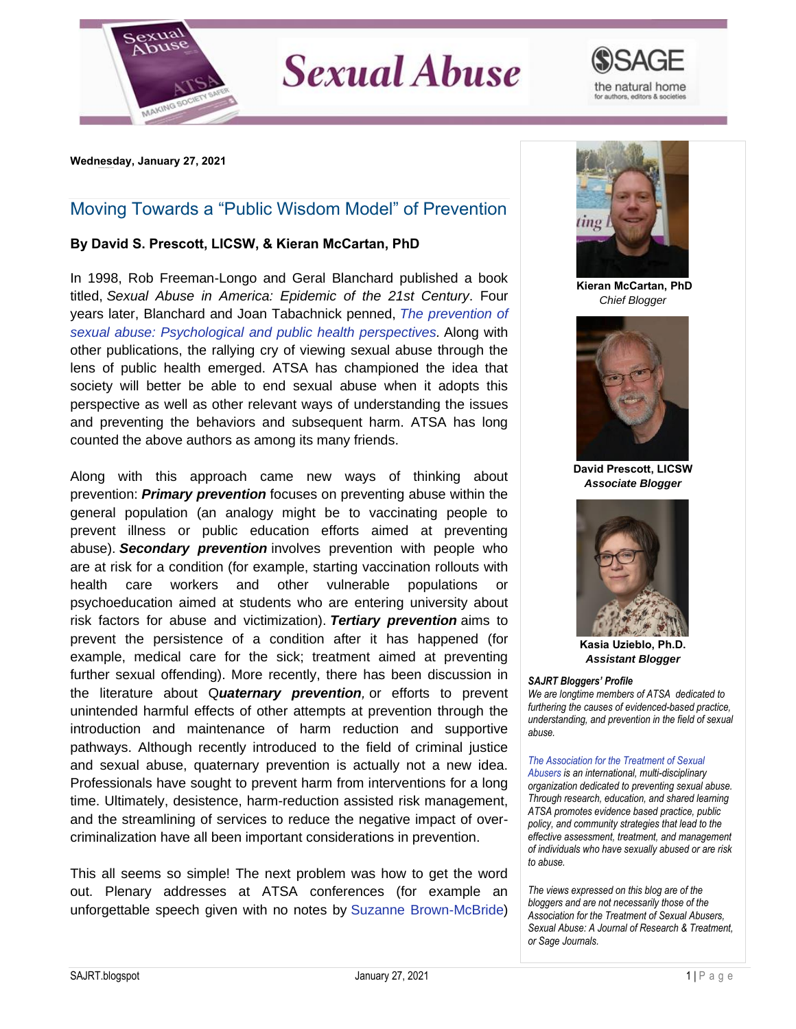**Wednesday, January 27, 2021**

## Moving Towards a "Public Wisdom Model" of Prevention

**By David S. Prescott, LICSW, & Kieran McCartan, PhD**

In 1998, Rob Freeman-Longo and Geral Blanchard published a book titled, *Sexual Abuse in America: Epidemic of the 21st Century*. Four years later, Blanchard and Joan Tabachnick penned, *The prevention of sexual abuse: Psychological and public health perspectives*. Along with other publications, the rallying cry of viewing sexual abuse through the lens of public health emerged. ATSA has championed the idea that society will better be able to end sexual abuse when it adopts this perspective as well as other relevant ways of understanding the issues and preventing the behaviors and subsequent harm. ATSA has long counted the above authors as among its many friends.

Along with this approach came new ways of thinking about prevention: ***Primary prevention*** focuses on preventing abuse within the general population (an analogy might be to vaccinating people to prevent illness or public education efforts aimed at preventing abuse). ***Secondary prevention*** involves prevention with people who are at risk for a condition (for example, starting vaccination rollouts with health care workers and other vulnerable populations or psychoeducation aimed at students who are entering university about risk factors for abuse and victimization). ***Tertiary prevention*** aims to prevent the persistence of a condition after it has happened (for example, medical care for the sick; treatment aimed at preventing further sexual offending). More recently, there has been discussion in the literature about Q***uaternary prevention***, or efforts to prevent unintended harmful effects of other attempts at prevention through the introduction and maintenance of harm reduction and supportive pathways. Although recently introduced to the field of criminal justice and sexual abuse, quaternary prevention is actually not a new idea. Professionals have sought to prevent harm from interventions for a long time. Ultimately, desistence, harm-reduction assisted risk management, and the streamlining of services to reduce the negative impact of over-criminalization have all been important considerations in prevention.

This all seems so simple! The next problem was how to get the word out. Plenary addresses at ATSA conferences (for example an unforgettable speech given with no notes by Suzanne Brown-McBride)

**Kieran McCartan, PhD**
*Chief Blogger*

**David Prescott, LICSW**
***Associate Blogger***

**Kasia Uzieblo, Ph.D.**
***Assistant Blogger***

***SAJRT Bloggers' Profile***
*We are longtime members of ATSA dedicated to furthering the causes of evidenced-based practice, understanding, and prevention in the field of sexual abuse.*

*The Association for the Treatment of Sexual Abusers is an international, multi-disciplinary organization dedicated to preventing sexual abuse. Through research, education, and shared learning ATSA promotes evidence based practice, public policy, and community strategies that lead to the effective assessment, treatment, and management of individuals who have sexually abused or are risk to abuse.*

*The views expressed on this blog are of the bloggers and are not necessarily those of the Association for the Treatment of Sexual Abusers, Sexual Abuse: A Journal of Research & Treatment, or Sage Journals.*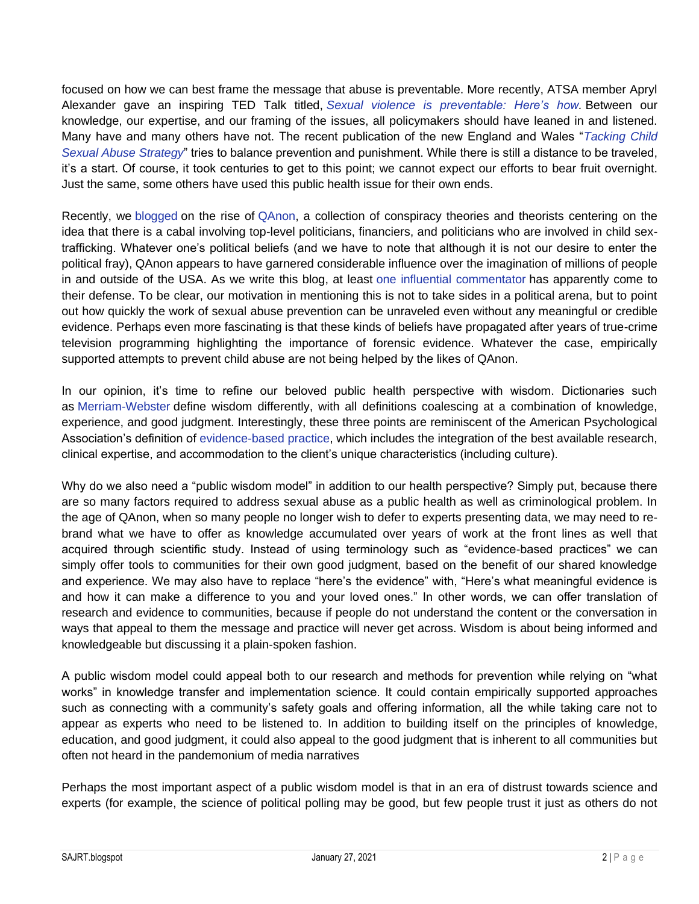focused on how we can best frame the message that abuse is preventable. More recently, ATSA member Apryl Alexander gave an inspiring TED Talk titled, *Sexual violence is preventable: Here's how*. Between our knowledge, our expertise, and our framing of the issues, all policymakers should have leaned in and listened. Many have and many others have not. The recent publication of the new England and Wales "*Tacking Child Sexual Abuse Strategy*" tries to balance prevention and punishment. While there is still a distance to be traveled, it's a start. Of course, it took centuries to get to this point; we cannot expect our efforts to bear fruit overnight. Just the same, some others have used this public health issue for their own ends.

Recently, we blogged on the rise of QAnon, a collection of conspiracy theories and theorists centering on the idea that there is a cabal involving top-level politicians, financiers, and politicians who are involved in child sex-trafficking. Whatever one's political beliefs (and we have to note that although it is not our desire to enter the political fray), QAnon appears to have garnered considerable influence over the imagination of millions of people in and outside of the USA. As we write this blog, at least one influential commentator has apparently come to their defense. To be clear, our motivation in mentioning this is not to take sides in a political arena, but to point out how quickly the work of sexual abuse prevention can be unraveled even without any meaningful or credible evidence. Perhaps even more fascinating is that these kinds of beliefs have propagated after years of true-crime television programming highlighting the importance of forensic evidence. Whatever the case, empirically supported attempts to prevent child abuse are not being helped by the likes of QAnon.

In our opinion, it's time to refine our beloved public health perspective with wisdom. Dictionaries such as Merriam-Webster define wisdom differently, with all definitions coalescing at a combination of knowledge, experience, and good judgment. Interestingly, these three points are reminiscent of the American Psychological Association's definition of evidence-based practice, which includes the integration of the best available research, clinical expertise, and accommodation to the client's unique characteristics (including culture).

Why do we also need a "public wisdom model" in addition to our health perspective? Simply put, because there are so many factors required to address sexual abuse as a public health as well as criminological problem. In the age of QAnon, when so many people no longer wish to defer to experts presenting data, we may need to re-brand what we have to offer as knowledge accumulated over years of work at the front lines as well that acquired through scientific study. Instead of using terminology such as "evidence-based practices" we can simply offer tools to communities for their own good judgment, based on the benefit of our shared knowledge and experience. We may also have to replace "here's the evidence" with, "Here's what meaningful evidence is and how it can make a difference to you and your loved ones." In other words, we can offer translation of research and evidence to communities, because if people do not understand the content or the conversation in ways that appeal to them the message and practice will never get across. Wisdom is about being informed and knowledgeable but discussing it a plain-spoken fashion.

A public wisdom model could appeal both to our research and methods for prevention while relying on "what works" in knowledge transfer and implementation science. It could contain empirically supported approaches such as connecting with a community's safety goals and offering information, all the while taking care not to appear as experts who need to be listened to. In addition to building itself on the principles of knowledge, education, and good judgment, it could also appeal to the good judgment that is inherent to all communities but often not heard in the pandemonium of media narratives

Perhaps the most important aspect of a public wisdom model is that in an era of distrust towards science and experts (for example, the science of political polling may be good, but few people trust it just as others do not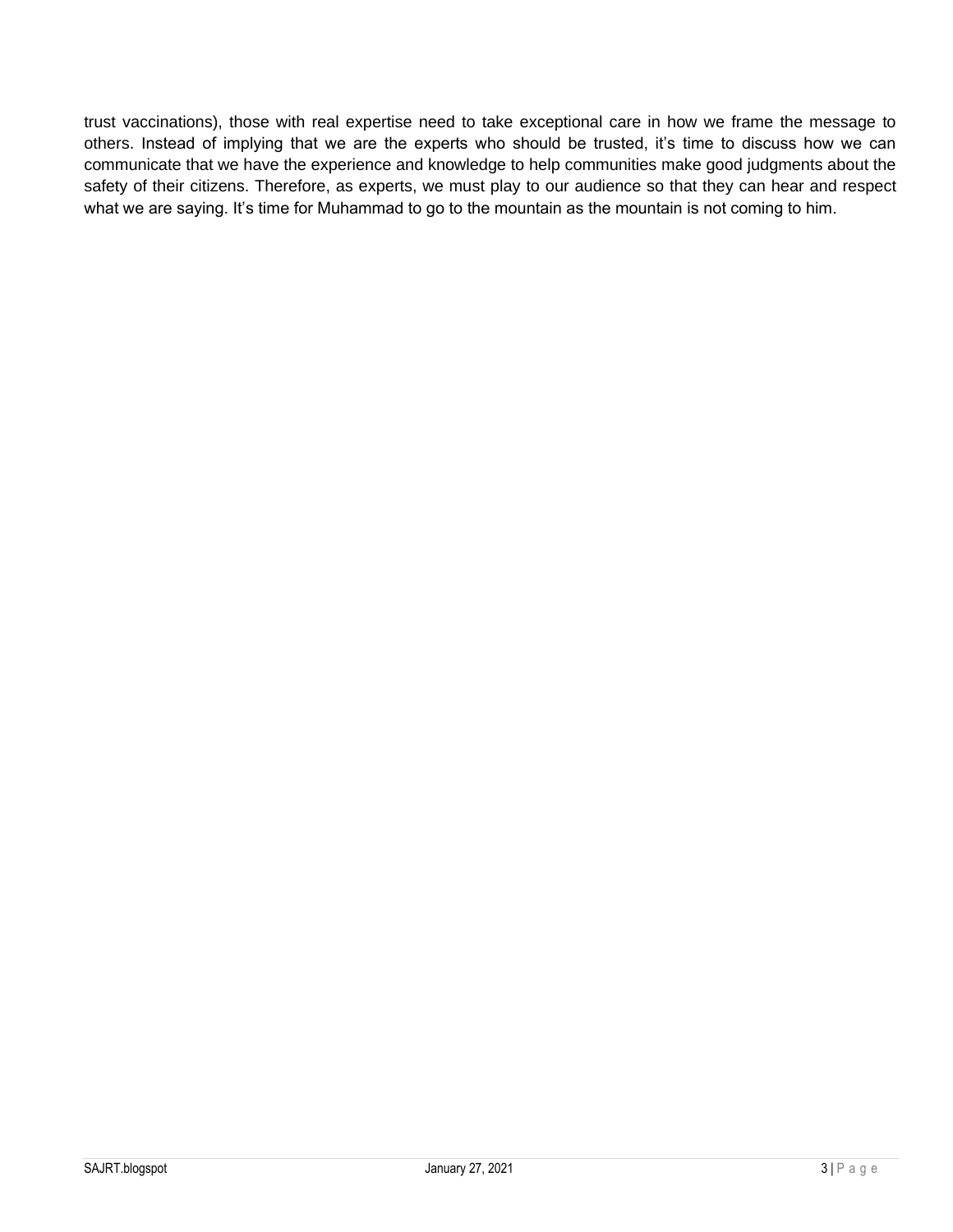trust vaccinations), those with real expertise need to take exceptional care in how we frame the message to others. Instead of implying that we are the experts who should be trusted, it's time to discuss how we can communicate that we have the experience and knowledge to help communities make good judgments about the safety of their citizens. Therefore, as experts, we must play to our audience so that they can hear and respect what we are saying. It's time for Muhammad to go to the mountain as the mountain is not coming to him.